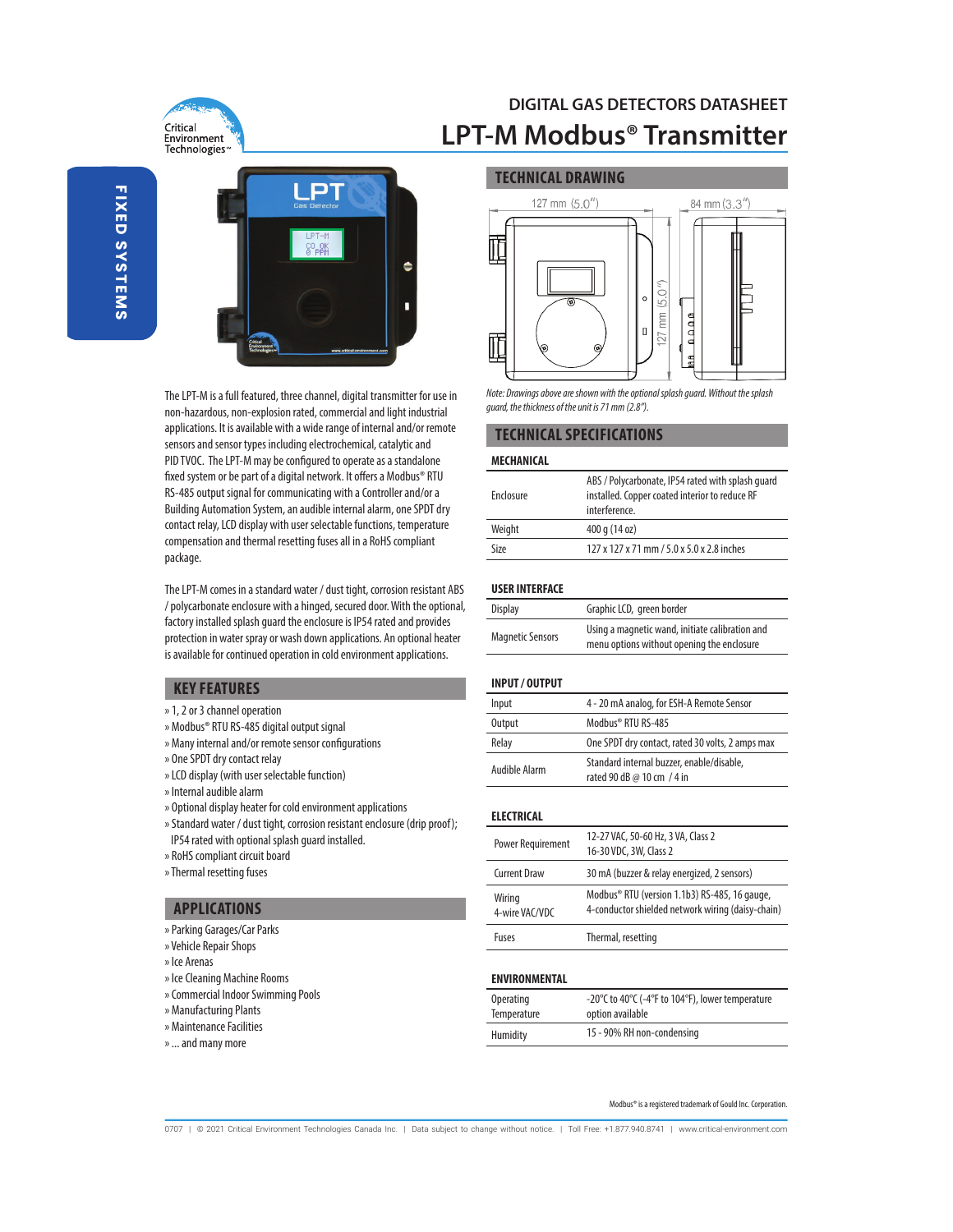# DIGITAL GAS DETECTORS DATASHEET

# LPT-M Modbus® Transmitter

FIXED SYSTEMS

The LPT-M is a full featured, three channel, digital transmitter for use in non-hazardous, non-explosion rated, commercial and light industrial applications. It is available with a wide range of internal and/or remote sensors and sensor types including electrochemical, catalytic and PID TVOC. The LPT-M may be configured to operate as a standalone fixed system or be part of a digital network. It offers a Modbus® RTU RS-485 output signal for communicating with a Controller and/or a Building Automation System, an audible internal alarm, one SPDT dry contact relay, LCD display with user selectable functions, temperature compensation and thermal resetting fuses all in a RoHS compliant package.

The LPT-M comes in a standard water / dust tight, corrosion resistant ABS / polycarbonate enclosure with a hinged, secured door. With the optional, factory installed splash guard the enclosure is IP54 rated and provides protection in water spray or wash down applications. An optional heater is available for continued operation in cold environment applications.

## KEY FEATURES

» 1, 2 or 3 channel operation
» Modbus® RTU RS-485 digital output signal
» Many internal and/or remote sensor configurations
» One SPDT dry contact relay
» LCD display (with user selectable function)
» Internal audible alarm
» Optional display heater for cold environment applications
» Standard water / dust tight, corrosion resistant enclosure (drip proof); IP54 rated with optional splash guard installed.
» RoHS compliant circuit board
» Thermal resetting fuses

## APPLICATIONS

» Parking Garages/Car Parks
» Vehicle Repair Shops
» Ice Arenas
» Ice Cleaning Machine Rooms
» Commercial Indoor Swimming Pools
» Manufacturing Plants
» Maintenance Facilities
» ... and many more

## TECHNICAL DRAWING

127 mm (5.0") | 84 mm (3.3") | 127 mm (5.0")

*Note: Drawings above are shown with the optional splash guard. Without the splash guard, the thickness of the unit is 71 mm (2.8").*

## TECHNICAL SPECIFICATIONS

### MECHANICAL

| | |
|---|---|
| Enclosure | ABS / Polycarbonate, IP54 rated with splash guard installed. Copper coated interior to reduce RF interference. |
| Weight | 400 g (14 oz) |
| Size | 127 x 127 x 71 mm / 5.0 x 5.0 x 2.8 inches |

### USER INTERFACE

| | |
|---|---|
| Display | Graphic LCD, green border |
| Magnetic Sensors | Using a magnetic wand, initiate calibration and menu options without opening the enclosure |

### INPUT / OUTPUT

| | |
|---|---|
| Input | 4 - 20 mA analog, for ESH-A Remote Sensor |
| Output | Modbus® RTU RS-485 |
| Relay | One SPDT dry contact, rated 30 volts, 2 amps max |
| Audible Alarm | Standard internal buzzer, enable/disable, rated 90 dB @ 10 cm / 4 in |

### ELECTRICAL

| | |
|---|---|
| Power Requirement | 12-27 VAC, 50-60 Hz, 3 VA, Class 2<br>16-30 VDC, 3W, Class 2 |
| Current Draw | 30 mA (buzzer & relay energized, 2 sensors) |
| Wiring 4-wire VAC/VDC | Modbus® RTU (version 1.1b3) RS-485, 16 gauge, 4-conductor shielded network wiring (daisy-chain) |
| Fuses | Thermal, resetting |

### ENVIRONMENTAL

| | |
|---|---|
| Operating Temperature | -20°C to 40°C (-4°F to 104°F), lower temperature option available |
| Humidity | 15 - 90% RH non-condensing |

Modbus® is a registered trademark of Gould Inc. Corporation.

0707 | © 2021 Critical Environment Technologies Canada Inc. | Data subject to change without notice. | Toll Free: +1.877.940.8741 | www.critical-environment.com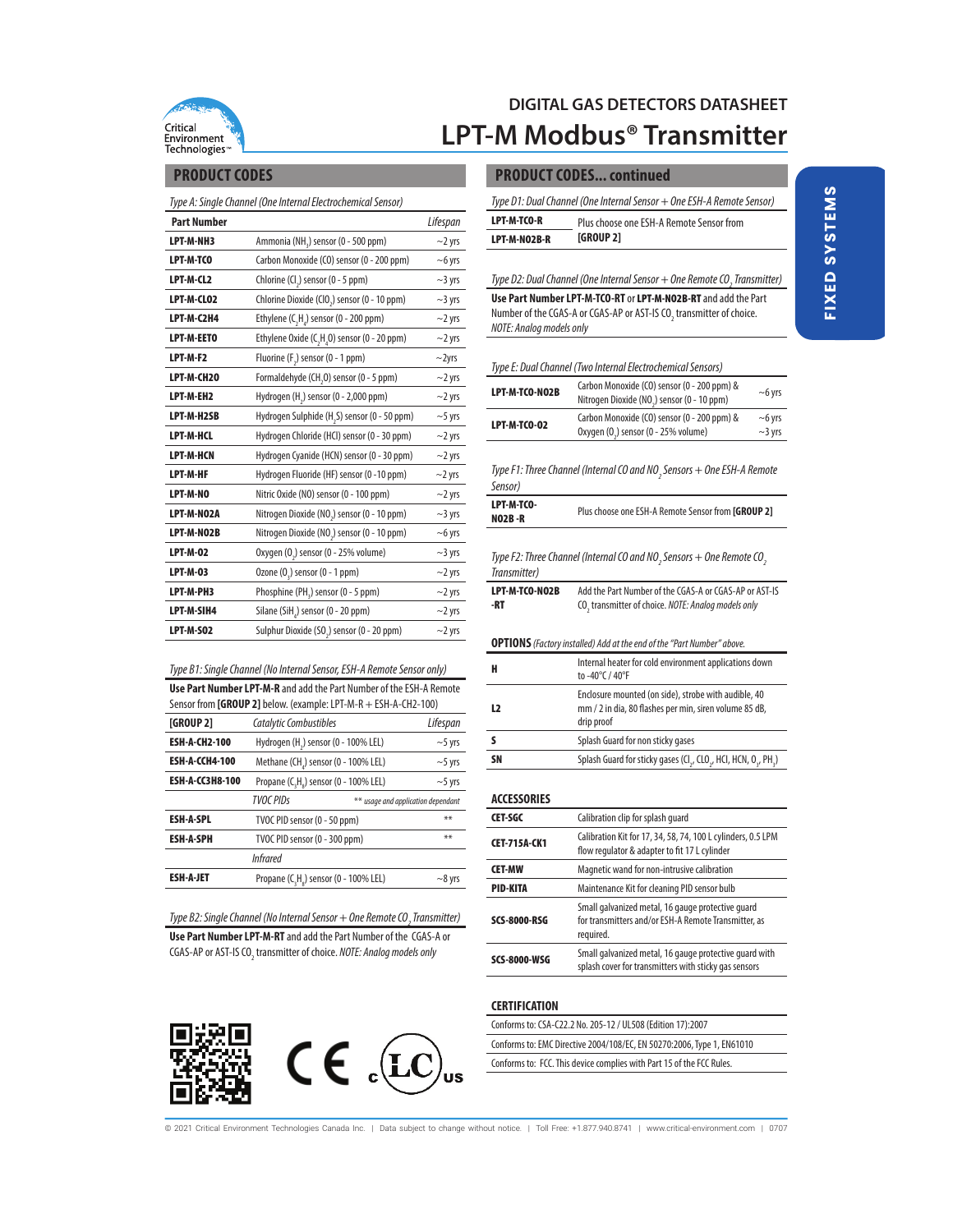# DIGITAL GAS DETECTORS DATASHEET

# LPT-M Modbus® Transmitter

## PRODUCT CODES

*Type A: Single Channel (One Internal Electrochemical Sensor)*

| Part Number | | Lifespan |
|---|---|---|
| **LPT-M-NH3** | Ammonia ($NH_3$) sensor (0 - 500 ppm) | ~2 yrs |
| **LPT-M-TCO** | Carbon Monoxide (CO) sensor (0 - 200 ppm) | ~6 yrs |
| **LPT-M-CL2** | Chlorine ($Cl_2$) sensor (0 - 5 ppm) | ~3 yrs |
| **LPT-M-CLO2** | Chlorine Dioxide ($ClO_2$) sensor (0 - 10 ppm) | ~3 yrs |
| **LPT-M-C2H4** | Ethylene ($C_2H_4$) sensor (0 - 200 ppm) | ~2 yrs |
| **LPT-M-EETO** | Ethylene Oxide ($C_2H_4O$) sensor (0 - 20 ppm) | ~2 yrs |
| **LPT-M-F2** | Fluorine ($F_2$) sensor (0 - 1 ppm) | ~2yrs |
| **LPT-M-CH2O** | Formaldehyde ($CH_2O$) sensor (0 - 5 ppm) | ~2 yrs |
| **LPT-M-EH2** | Hydrogen ($H_2$) sensor (0 - 2,000 ppm) | ~2 yrs |
| **LPT-M-H2SB** | Hydrogen Sulphide ($H_2S$) sensor (0 - 50 ppm) | ~5 yrs |
| **LPT-M-HCL** | Hydrogen Chloride (HCl) sensor (0 - 30 ppm) | ~2 yrs |
| **LPT-M-HCN** | Hydrogen Cyanide (HCN) sensor (0 - 30 ppm) | ~2 yrs |
| **LPT-M-HF** | Hydrogen Fluoride (HF) sensor (0 -10 ppm) | ~2 yrs |
| **LPT-M-NO** | Nitric Oxide (NO) sensor (0 - 100 ppm) | ~2 yrs |
| **LPT-M-NO2A** | Nitrogen Dioxide ($NO_2$) sensor (0 - 10 ppm) | ~3 yrs |
| **LPT-M-NO2B** | Nitrogen Dioxide ($NO_2$) sensor (0 - 10 ppm) | ~6 yrs |
| **LPT-M-O2** | Oxygen ($O_2$) sensor (0 - 25% volume) | ~3 yrs |
| **LPT-M-O3** | Ozone ($O_3$) sensor (0 - 1 ppm) | ~2 yrs |
| **LPT-M-PH3** | Phosphine ($PH_3$) sensor (0 - 5 ppm) | ~2 yrs |
| **LPT-M-SIH4** | Silane ($SiH_4$) sensor (0 - 20 ppm) | ~2 yrs |
| **LPT-M-SO2** | Sulphur Dioxide ($SO_2$) sensor (0 - 20 ppm) | ~2 yrs |

*Type B1: Single Channel (No Internal Sensor, ESH-A Remote Sensor only)*

**Use Part Number LPT-M-R** and add the Part Number of the ESH-A Remote Sensor from **[GROUP 2]** below. (example: LPT-M-R + ESH-A-CH2-100)

| [GROUP 2] | *Catalytic Combustibles* | *Lifespan* |
|---|---|---|
| **ESH-A-CH2-100** | Hydrogen ($H_2$) sensor (0 - 100% LEL) | ~5 yrs |
| **ESH-A-CCH4-100** | Methane ($CH_4$) sensor (0 - 100% LEL) | ~5 yrs |
| **ESH-A-CC3H8-100** | Propane ($C_3H_8$) sensor (0 - 100% LEL) | ~5 yrs |
| | *TVOC PIDs* | *\*\* usage and application dependant* |
| **ESH-A-SPL** | TVOC PID sensor (0 - 50 ppm) | ** |
| **ESH-A-SPH** | TVOC PID sensor (0 - 300 ppm) | ** |
| | *Infrared* | |
| **ESH-A-JET** | Propane ($C_3H_8$) sensor (0 - 100% LEL) | ~8 yrs |

*Type B2: Single Channel (No Internal Sensor + One Remote $CO_2$ Transmitter)*

**Use Part Number LPT-M-RT** and add the Part Number of the CGAS-A or CGAS-AP or AST-IS $CO_2$ transmitter of choice. *NOTE: Analog models only*

## PRODUCT CODES... continued

*Type D1: Dual Channel (One Internal Sensor + One ESH-A Remote Sensor)*

| | |
|---|---|
| **LPT-M-TCO-R** | Plus choose one ESH-A Remote Sensor from **[GROUP 2]** |
| **LPT-M-NO2B-R** | |

*Type D2: Dual Channel (One Internal Sensor + One Remote $CO_2$ Transmitter)*

**Use Part Number LPT-M-TCO-RT** or **LPT-M-NO2B-RT** and add the Part Number of the CGAS-A or CGAS-AP or AST-IS $CO_2$ transmitter of choice. *NOTE: Analog models only*

*Type E: Dual Channel (Two Internal Electrochemical Sensors)*

| | | |
|---|---|---|
| **LPT-M-TCO-NO2B** | Carbon Monoxide (CO) sensor (0 - 200 ppm) & Nitrogen Dioxide ($NO_2$) sensor (0 - 10 ppm) | ~6 yrs |
| **LPT-M-TCO-O2** | Carbon Monoxide (CO) sensor (0 - 200 ppm) & Oxygen ($O_2$) sensor (0 - 25% volume) | ~6 yrs<br>~3 yrs |

*Type F1: Three Channel (Internal CO and $NO_2$ Sensors + One ESH-A Remote Sensor)*

| | |
|---|---|
| **LPT-M-TCO-NO2B -R** | Plus choose one ESH-A Remote Sensor from **[GROUP 2]** |

*Type F2: Three Channel (Internal CO and $NO_2$ Sensors + One Remote $CO_2$ Transmitter)*

| | |
|---|---|
| **LPT-M-TCO-NO2B -RT** | Add the Part Number of the CGAS-A or CGAS-AP or AST-IS $CO_2$ transmitter of choice. *NOTE: Analog models only* |

**OPTIONS** *(Factory installed) Add at the end of the "Part Number" above.*

| | |
|---|---|
| **H** | Internal heater for cold environment applications down to -40°C / 40°F |
| **L2** | Enclosure mounted (on side), strobe with audible, 40 mm / 2 in dia, 80 flashes per min, siren volume 85 dB, drip proof |
| **S** | Splash Guard for non sticky gases |
| **SN** | Splash Guard for sticky gases ($Cl_2$, $CLO_2$, HCl, HCN, $O_3$, $PH_3$) |

### ACCESSORIES

| | |
|---|---|
| **CET-SGC** | Calibration clip for splash guard |
| **CET-715A-CK1** | Calibration Kit for 17, 34, 58, 74, 100 L cylinders, 0.5 LPM flow regulator & adapter to fit 17 L cylinder |
| **CET-MW** | Magnetic wand for non-intrusive calibration |
| **PID-KITA** | Maintenance Kit for cleaning PID sensor bulb |
| **SCS-8000-RSG** | Small galvanized metal, 16 gauge protective guard for transmitters and/or ESH-A Remote Transmitter, as required. |
| **SCS-8000-WSG** | Small galvanized metal, 16 gauge protective guard with splash cover for transmitters with sticky gas sensors |

### CERTIFICATION

Conforms to: CSA-C22.2 No. 205-12 / UL508 (Edition 17):2007

Conforms to: EMC Directive 2004/108/EC, EN 50270:2006, Type 1, EN61010

Conforms to: FCC. This device complies with Part 15 of the FCC Rules.